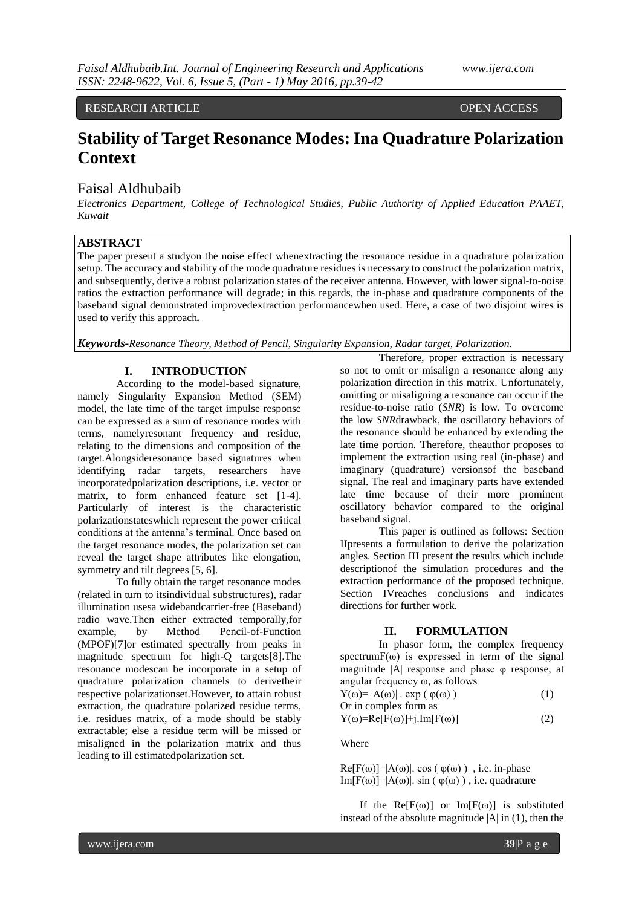RESEARCH ARTICLE OPEN ACCESS

# Stability of Target Resonance Modes: Ina Quadrature Polarization Context

## Faisal Aldhubaib

*Electronics Department, College of Technological Studies, Public Authority of Applied Education PAAET, Kuwait*

**ABSTRACT**

The paper present a studyon the noise effect whenextracting the resonance residue in a quadrature polarization setup. The accuracy and stability of the mode quadrature residues is necessary to construct the polarization matrix, and subsequently, derive a robust polarization states of the receiver antenna. However, with lower signal-to-noise ratios the extraction performance will degrade; in this regards, the in-phase and quadrature components of the baseband signal demonstrated improvedextraction performancewhen used. Here, a case of two disjoint wires is used to verify this approach*.*

***Keywords-****Resonance Theory, Method of Pencil, Singularity Expansion, Radar target, Polarization.*

## I. INTRODUCTION

According to the model-based signature, namely Singularity Expansion Method (SEM) model, the late time of the target impulse response can be expressed as a sum of resonance modes with terms, namelyresonant frequency and residue, relating to the dimensions and composition of the target.Alongsideresonance based signatures when identifying radar targets, researchers have incorporatedpolarization descriptions, i.e. vector or matrix, to form enhanced feature set [1-4]. Particularly of interest is the characteristic polarizationstateswhich represent the power critical conditions at the antenna's terminal. Once based on the target resonance modes, the polarization set can reveal the target shape attributes like elongation, symmetry and tilt degrees [5, 6].

To fully obtain the target resonance modes (related in turn to itsindividual substructures), radar illumination usesa widebandcarrier-free (Baseband) radio wave.Then either extracted temporally,for example, by Method Pencil-of-Function (MPOF)[7]or estimated spectrally from peaks in magnitude spectrum for high-Q targets[8].The resonance modescan be incorporate in a setup of quadrature polarization channels to derivetheir respective polarizationset.However, to attain robust extraction, the quadrature polarized residue terms, i.e. residues matrix, of a mode should be stably extractable; else a residue term will be missed or misaligned in the polarization matrix and thus leading to ill estimatedpolarization set.

Therefore, proper extraction is necessary so not to omit or misalign a resonance along any polarization direction in this matrix. Unfortunately, omitting or misaligning a resonance can occur if the residue-to-noise ratio (*SNR*) is low. To overcome the low *SNR*drawback, the oscillatory behaviors of the resonance should be enhanced by extending the late time portion. Therefore, theauthor proposes to implement the extraction using real (in-phase) and imaginary (quadrature) versionsof the baseband signal. The real and imaginary parts have extended late time because of their more prominent oscillatory behavior compared to the original baseband signal.

This paper is outlined as follows: Section IIpresents a formulation to derive the polarization angles. Section III present the results which include descriptionof the simulation procedures and the extraction performance of the proposed technique. Section IVreaches conclusions and indicates directions for further work.

## II. FORMULATION

In phasor form, the complex frequency spectrum$F(\omega)$ is expressed in term of the signal magnitude $|A|$ response and phase $\varphi$ response, at angular frequency $\omega$, as follows

$$Y(\omega)= |A(\omega)| . \exp ( \varphi(\omega) ) \tag{1}$$

Or in complex form as

$$Y(\omega)=Re[F(\omega)]+j.Im[F(\omega)] \tag{2}$$

Where

$Re[F(\omega)]=|A(\omega)|. \cos ( \varphi(\omega) )$ , i.e. in-phase
$Im[F(\omega)]=|A(\omega)|. \sin ( \varphi(\omega) )$ , i.e. quadrature

If the $Re[F(\omega)]$ or $Im[F(\omega)]$ is substituted instead of the absolute magnitude $|A|$ in (1), then the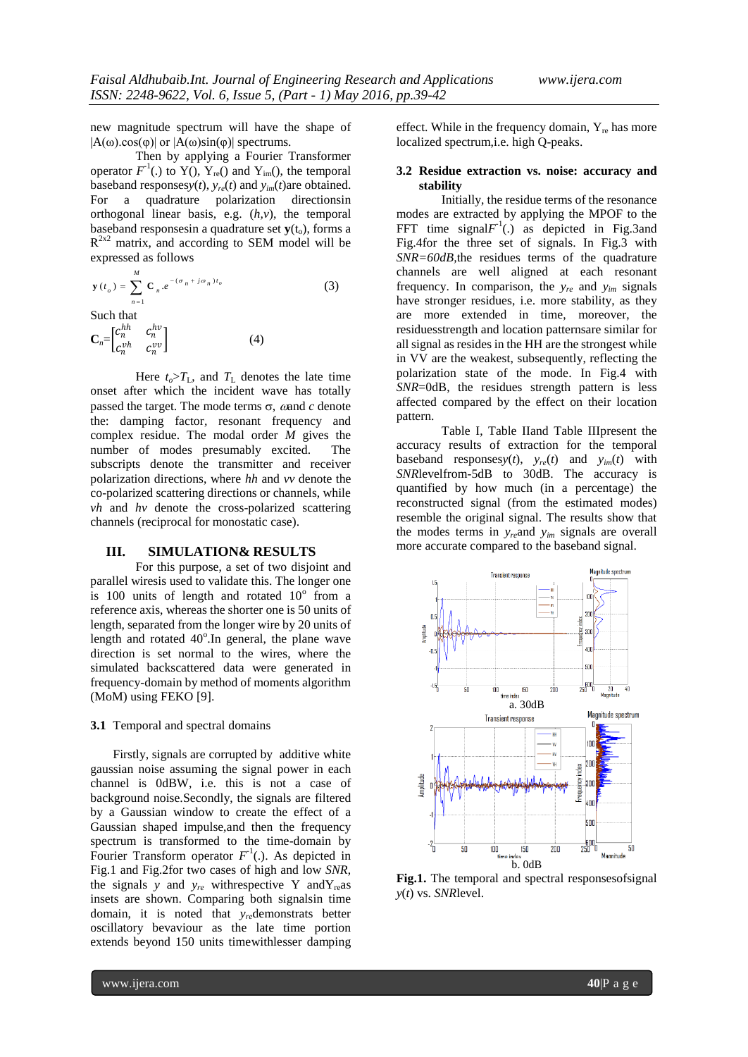new magnitude spectrum will have the shape of |A(ω).cos(φ)| or |A(ω)sin(φ)| spectrums.

Then by applying a Fourier Transformer operator $F^{-1}(.)$ to Y(), $Y_{re}()$ and $Y_{im}()$, the temporal baseband responses $y(t)$, $y_{re}(t)$ and $y_{im}(t)$ are obtained. For a quadrature polarization directions in orthogonal linear basis, e.g. $(h,v)$, the temporal baseband responses in a quadrature set $\mathbf{y}(t_o)$, forms a $R^{2x2}$ matrix, and according to SEM model will be expressed as follows

$$\mathbf{y}(t_o) = \sum_{n=1}^{M} \mathbf{C}_n . e^{-(\sigma_n + j\omega_n)t_o} \tag{3}$$

Such that

$$\mathbf{C}_n = \begin{bmatrix} c_n^{hh} & c_n^{hv} \\ c_n^{vh} & c_n^{vv} \end{bmatrix} \tag{4}$$

Here $t_o > T_L$, and $T_L$ denotes the late time onset after which the incident wave has totally passed the target. The mode terms σ, ω and *c* denote the: damping factor, resonant frequency and complex residue. The modal order *M* gives the number of modes presumably excited. The subscripts denote the transmitter and receiver polarization directions, where *hh* and *vv* denote the co-polarized scattering directions or channels, while *vh* and *hv* denote the cross-polarized scattering channels (reciprocal for monostatic case).

## III. SIMULATION& RESULTS

For this purpose, a set of two disjoint and parallel wiresis used to validate this. The longer one is 100 units of length and rotated $10^o$ from a reference axis, whereas the shorter one is 50 units of length, separated from the longer wire by 20 units of length and rotated $40^o$.In general, the plane wave direction is set normal to the wires, where the simulated backscattered data were generated in frequency-domain by method of moments algorithm (MoM) using FEKO [9].

### 3.1 Temporal and spectral domains

Firstly, signals are corrupted by additive white gaussian noise assuming the signal power in each channel is 0dBW, i.e. this is not a case of background noise.Secondly, the signals are filtered by a Gaussian window to create the effect of a Gaussian shaped impulse,and then the frequency spectrum is transformed to the time-domain by Fourier Transform operator $F^{-1}(.)$. As depicted in Fig.1 and Fig.2for two cases of high and low *SNR*, the signals *y* and $y_{re}$ withrespective Y and $Y_{re}$ as insets are shown. Comparing both signalsin time domain, it is noted that $y_{re}$ demonstrats better oscillatory bevaviour as the late time portion extends beyond 150 units timewithlesser damping effect. While in the frequency domain, $Y_{re}$ has more localized spectrum,i.e. high Q-peaks.

### 3.2 Residue extraction vs. noise: accuracy and stability

Initially, the residue terms of the resonance modes are extracted by applying the MPOF to the FFT time signal $F^{-1}(.)$ as depicted in Fig.3and Fig.4for the three set of signals. In Fig.3 with *SNR=60dB*,the residues terms of the quadrature channels are well aligned at each resonant frequency. In comparison, the $y_{re}$ and $y_{im}$ signals have stronger residues, i.e. more stability, as they are more extended in time, moreover, the residuesstrength and location patternsare similar for all signal as resides in the HH are the strongest while in VV are the weakest, subsequently, reflecting the polarization state of the mode. In Fig.4 with *SNR*=0dB, the residues strength pattern is less affected compared by the effect on their location pattern.

Table I, Table IIand Table IIIpresent the accuracy results of extraction for the temporal baseband responses $y(t)$, $y_{re}(t)$ and $y_{im}(t)$ with *SNR*levelfrom-5dB to 30dB. The accuracy is quantified by how much (in a percentage) the reconstructed signal (from the estimated modes) resemble the original signal. The results show that the modes terms in $y_{re}$and $y_{im}$ signals are overall more accurate compared to the baseband signal.

a. 30dB

b. 0dB

**Fig.1.** The temporal and spectral responsesofsignal $y(t)$ vs. *SNR*level.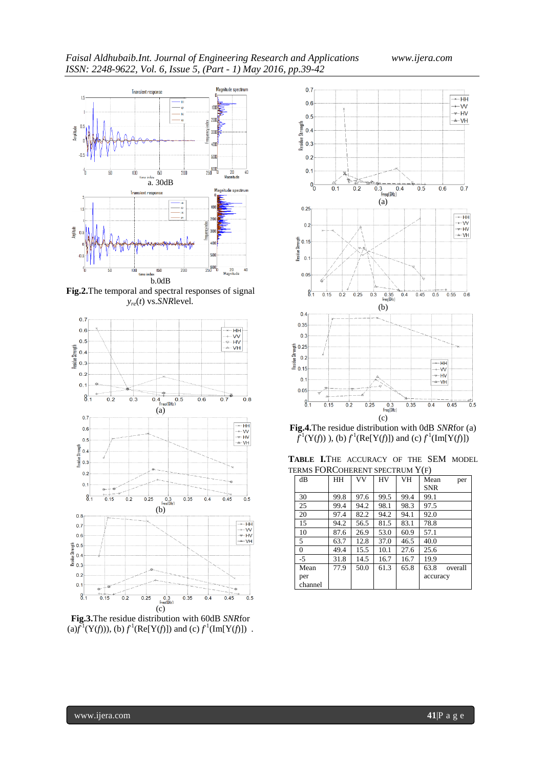a. 30dB

b.0dB

**Fig.2.**The temporal and spectral responses of signal $y_{re}(t)$ vs.*SNR*level.

(a)

(b)

(c)

**Fig.3.**The residue distribution with 60dB *SNR*for (a)$f^{-1}$(Y($f$))), (b) $f^{-1}$(Re[Y($f$)]) and (c) $f^{-1}$(Im[Y($f$)]) .

(a)

(b)

(c)

**Fig.4.**The residue distribution with 0dB *SNR*for (a) $f^{-1}$(Y($f$)) ), (b) $f^{-1}$(Re[Y($f$)]) and (c) $f^{-1}$(Im[Y($f$)])

**TABLE I.**THE ACCURACY OF THE SEM MODEL TERMS FORCOHERENT SPECTRUM Y(F)

| dB | HH | VV | HV | VH | Mean per SNR |
|---|---|---|---|---|---|
| 30 | 99.8 | 97.6 | 99.5 | 99.4 | 99.1 |
| 25 | 99.4 | 94.2 | 98.1 | 98.3 | 97.5 |
| 20 | 97.4 | 82.2 | 94.2 | 94.1 | 92.0 |
| 15 | 94.2 | 56.5 | 81.5 | 83.1 | 78.8 |
| 10 | 87.6 | 26.9 | 53.0 | 60.9 | 57.1 |
| 5 | 63.7 | 12.8 | 37.0 | 46.5 | 40.0 |
| 0 | 49.4 | 15.5 | 10.1 | 27.6 | 25.6 |
| -5 | 31.8 | 14.5 | 16.7 | 16.7 | 19.9 |
| Mean per channel | 77.9 | 50.0 | 61.3 | 65.8 | 63.8 overall accuracy |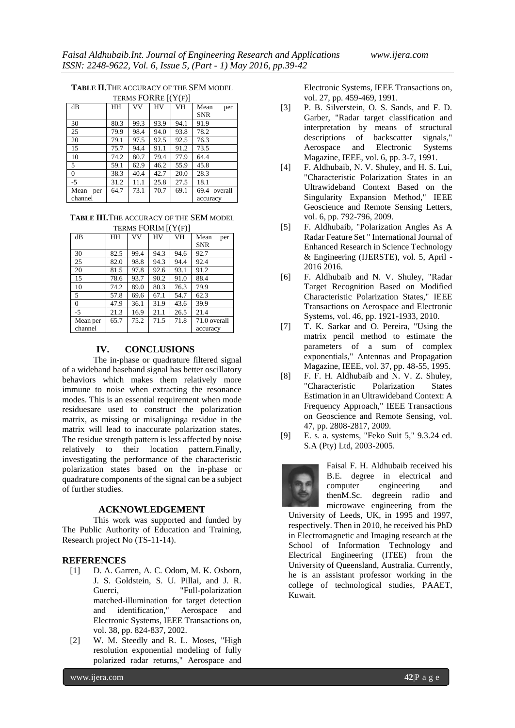**TABLE II.** THE ACCURACY OF THE SEM MODEL TERMS FORRE [(Y(F)]

| dB | HH | VV | HV | VH | Mean per SNR |
|---|---|---|---|---|---|
| 30 | 80.3 | 99.3 | 93.9 | 94.1 | 91.9 |
| 25 | 79.9 | 98.4 | 94.0 | 93.8 | 78.2 |
| 20 | 79.1 | 97.5 | 92.5 | 92.5 | 76.3 |
| 15 | 75.7 | 94.4 | 91.1 | 91.2 | 73.5 |
| 10 | 74.2 | 80.7 | 79.4 | 77.9 | 64.4 |
| 5 | 59.1 | 62.9 | 46.2 | 55.9 | 45.8 |
| 0 | 38.3 | 40.4 | 42.7 | 20.0 | 28.3 |
| -5 | 31.2 | 11.1 | 25.8 | 27.5 | 18.1 |
| Mean per channel | 64.7 | 73.1 | 70.7 | 69.1 | 69.4 overall accuracy |

**TABLE III.** THE ACCURACY OF THE SEM MODEL TERMS FORIM [(Y(F)]

| dB | HH | VV | HV | VH | Mean per SNR |
|---|---|---|---|---|---|
| 30 | 82.5 | 99.4 | 94.3 | 94.6 | 92.7 |
| 25 | 82.0 | 98.8 | 94.3 | 94.4 | 92.4 |
| 20 | 81.5 | 97.8 | 92.6 | 93.1 | 91.2 |
| 15 | 78.6 | 93.7 | 90.2 | 91.0 | 88.4 |
| 10 | 74.2 | 89.0 | 80.3 | 76.3 | 79.9 |
| 5 | 57.8 | 69.6 | 67.1 | 54.7 | 62.3 |
| 0 | 47.9 | 36.1 | 31.9 | 43.6 | 39.9 |
| -5 | 21.3 | 16.9 | 21.1 | 26.5 | 21.4 |
| Mean per channel | 65.7 | 75.2 | 71.5 | 71.8 | 71.0 overall accuracy |

## IV. CONCLUSIONS

The in-phase or quadrature filtered signal of a wideband baseband signal has better oscillatory behaviors which makes them relatively more immune to noise when extracting the resonance modes. This is an essential requirement when mode residuesare used to construct the polarization matrix, as missing or misaligninga residue in the matrix will lead to inaccurate polarization states. The residue strength pattern is less affected by noise relatively to their location pattern.Finally, investigating the performance of the characteristic polarization states based on the in-phase or quadrature components of the signal can be a subject of further studies.

## ACKNOWLEDGEMENT

This work was supported and funded by The Public Authority of Education and Training, Research project No (TS-11-14).

## REFERENCES

[1] D. A. Garren, A. C. Odom, M. K. Osborn, J. S. Goldstein, S. U. Pillai, and J. R. Guerci, "Full-polarization matched-illumination for target detection and identification," Aerospace and Electronic Systems, IEEE Transactions on, vol. 38, pp. 824-837, 2002.

[2] W. M. Steedly and R. L. Moses, "High resolution exponential modeling of fully polarized radar returns," Aerospace and Electronic Systems, IEEE Transactions on, vol. 27, pp. 459-469, 1991.

[3] P. B. Silverstein, O. S. Sands, and F. D. Garber, "Radar target classification and interpretation by means of structural descriptions of backscatter signals," Aerospace and Electronic Systems Magazine, IEEE, vol. 6, pp. 3-7, 1991.

[4] F. Aldhubaib, N. V. Shuley, and H. S. Lui, "Characteristic Polarization States in an Ultrawideband Context Based on the Singularity Expansion Method," IEEE Geoscience and Remote Sensing Letters, vol. 6, pp. 792-796, 2009.

[5] F. Aldhubaib, "Polarization Angles As A Radar Feature Set " International Journal of Enhanced Research in Science Technology & Engineering (IJERSTE), vol. 5, April - 2016 2016.

[6] F. Aldhubaib and N. V. Shuley, "Radar Target Recognition Based on Modified Characteristic Polarization States," IEEE Transactions on Aerospace and Electronic Systems, vol. 46, pp. 1921-1933, 2010.

[7] T. K. Sarkar and O. Pereira, "Using the matrix pencil method to estimate the parameters of a sum of complex exponentials," Antennas and Propagation Magazine, IEEE, vol. 37, pp. 48-55, 1995.

[8] F. F. H. Aldhubaib and N. V. Z. Shuley, "Characteristic Polarization States Estimation in an Ultrawideband Context: A Frequency Approach," IEEE Transactions on Geoscience and Remote Sensing, vol. 47, pp. 2808-2817, 2009.

[9] E. s. a. systems, "Feko Suit 5," 9.3.24 ed. S.A (Pty) Ltd, 2003-2005.

Faisal F. H. Aldhubaib received his B.E. degree in electrical and computer engineering and thenM.Sc. degreein radio and microwave engineering from the University of Leeds, UK, in 1995 and 1997, respectively. Then in 2010, he received his PhD in Electromagnetic and Imaging research at the School of Information Technology and Electrical Engineering (ITEE) from the University of Queensland, Australia. Currently, he is an assistant professor working in the college of technological studies, PAAET, Kuwait.